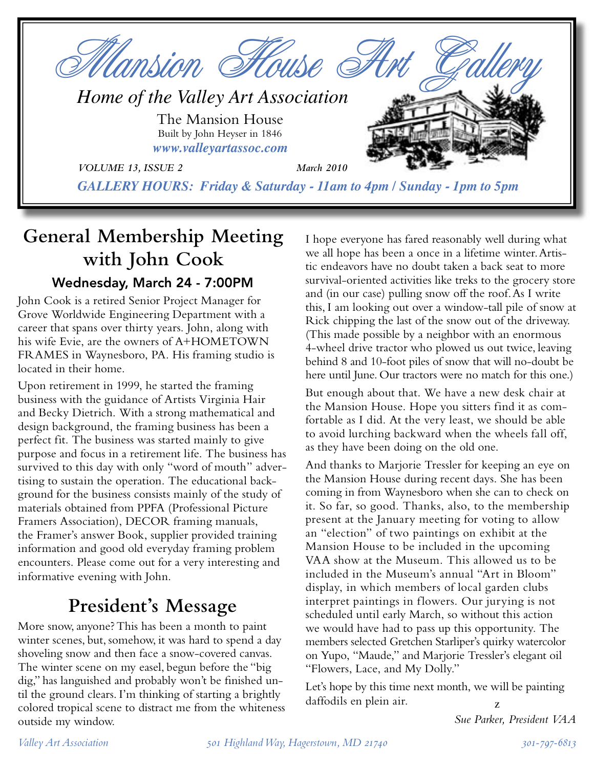# Mansion House Art Gallery

*Home of the Valley Art Association*

The Mansion House
Built by John Heyser in 1846
***www.valleyartassoc.com***

*VOLUME 13, ISSUE 2* *March 2010*

***GALLERY HOURS: Friday & Saturday - 11am to 4pm / Sunday - 1pm to 5pm***

## General Membership Meeting with John Cook

### Wednesday, March 24 - 7:00PM

John Cook is a retired Senior Project Manager for Grove Worldwide Engineering Department with a career that spans over thirty years. John, along with his wife Evie, are the owners of A+HOMETOWN FRAMES in Waynesboro, PA. His framing studio is located in their home.

Upon retirement in 1999, he started the framing business with the guidance of Artists Virginia Hair and Becky Dietrich. With a strong mathematical and design background, the framing business has been a perfect fit. The business was started mainly to give purpose and focus in a retirement life. The business has survived to this day with only "word of mouth" advertising to sustain the operation. The educational background for the business consists mainly of the study of materials obtained from PPFA (Professional Picture Framers Association), DECOR framing manuals, the Framer's answer Book, supplier provided training information and good old everyday framing problem encounters. Please come out for a very interesting and informative evening with John.

## President's Message

More snow, anyone? This has been a month to paint winter scenes, but, somehow, it was hard to spend a day shoveling snow and then face a snow-covered canvas. The winter scene on my easel, begun before the "big dig," has languished and probably won't be finished until the ground clears. I'm thinking of starting a brightly colored tropical scene to distract me from the whiteness outside my window.

I hope everyone has fared reasonably well during what we all hope has been a once in a lifetime winter. Artistic endeavors have no doubt taken a back seat to more survival-oriented activities like treks to the grocery store and (in our case) pulling snow off the roof. As I write this, I am looking out over a window-tall pile of snow at Rick chipping the last of the snow out of the driveway. (This made possible by a neighbor with an enormous 4-wheel drive tractor who plowed us out twice, leaving behind 8 and 10-foot piles of snow that will no-doubt be here until June. Our tractors were no match for this one.)

But enough about that. We have a new desk chair at the Mansion House. Hope you sitters find it as comfortable as I did. At the very least, we should be able to avoid lurching backward when the wheels fall off, as they have been doing on the old one.

And thanks to Marjorie Tressler for keeping an eye on the Mansion House during recent days. She has been coming in from Waynesboro when she can to check on it. So far, so good. Thanks, also, to the membership present at the January meeting for voting to allow an "election" of two paintings on exhibit at the Mansion House to be included in the upcoming VAA show at the Museum. This allowed us to be included in the Museum's annual "Art in Bloom" display, in which members of local garden clubs interpret paintings in flowers. Our jurying is not scheduled until early March, so without this action we would have had to pass up this opportunity. The members selected Gretchen Starliper's quirky watercolor on Yupo, "Maude," and Marjorie Tressler's elegant oil "Flowers, Lace, and My Dolly."

Let's hope by this time next month, we will be painting daffodils en plein air.

z

*Sue Parker, President VAA*

*Valley Art Association* *501 Highland Way, Hagerstown, MD 21740* *301-797-6813*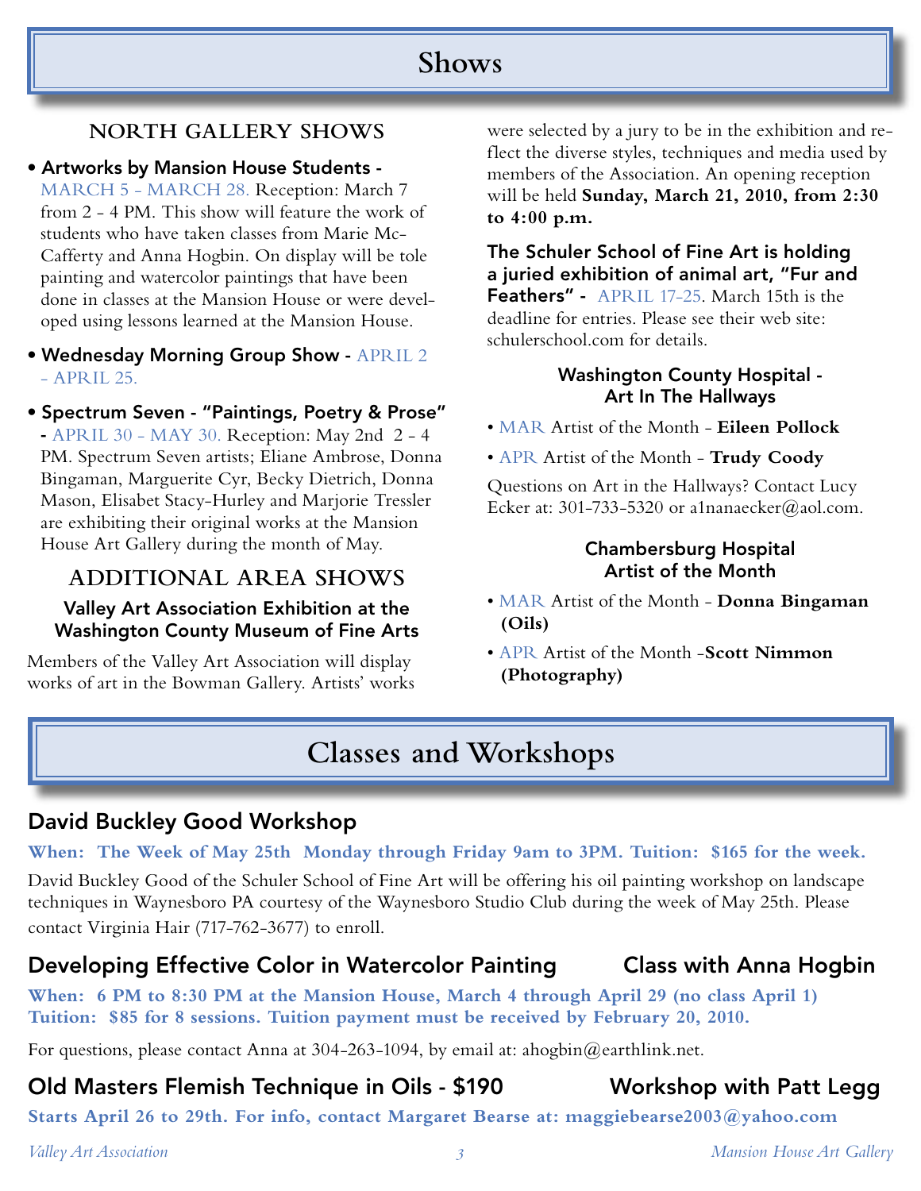# Shows

## NORTH GALLERY SHOWS

- **Artworks by Mansion House Students -** MARCH 5 - MARCH 28. Reception: March 7 from 2 - 4 PM. This show will feature the work of students who have taken classes from Marie McCafferty and Anna Hogbin. On display will be tole painting and watercolor paintings that have been done in classes at the Mansion House or were developed using lessons learned at the Mansion House.
- **Wednesday Morning Group Show -** APRIL 2 - APRIL 25.
- **Spectrum Seven - "Paintings, Poetry & Prose" -** APRIL 30 - MAY 30. Reception: May 2nd 2 - 4 PM. Spectrum Seven artists; Eliane Ambrose, Donna Bingaman, Marguerite Cyr, Becky Dietrich, Donna Mason, Elisabet Stacy-Hurley and Marjorie Tressler are exhibiting their original works at the Mansion House Art Gallery during the month of May.

## ADDITIONAL AREA SHOWS

### Valley Art Association Exhibition at the Washington County Museum of Fine Arts

Members of the Valley Art Association will display works of art in the Bowman Gallery. Artists' works were selected by a jury to be in the exhibition and reflect the diverse styles, techniques and media used by members of the Association. An opening reception will be held **Sunday, March 21, 2010, from 2:30 to 4:00 p.m.**

**The Schuler School of Fine Art is holding a juried exhibition of animal art, "Fur and Feathers" -** APRIL 17-25. March 15th is the deadline for entries. Please see their web site: schulerschool.com for details.

### Washington County Hospital - Art In The Hallways

- MAR Artist of the Month - **Eileen Pollock**
- APR Artist of the Month - **Trudy Coody**

Questions on Art in the Hallways? Contact Lucy Ecker at: 301-733-5320 or a1nanaecker@aol.com.

### Chambersburg Hospital Artist of the Month

- MAR Artist of the Month - **Donna Bingaman (Oils)**
- APR Artist of the Month -**Scott Nimmon (Photography)**

# Classes and Workshops

## David Buckley Good Workshop

**When: The Week of May 25th Monday through Friday 9am to 3PM. Tuition: $165 for the week.**

David Buckley Good of the Schuler School of Fine Art will be offering his oil painting workshop on landscape techniques in Waynesboro PA courtesy of the Waynesboro Studio Club during the week of May 25th. Please contact Virginia Hair (717-762-3677) to enroll.

## Developing Effective Color in Watercolor Painting — Class with Anna Hogbin

**When: 6 PM to 8:30 PM at the Mansion House, March 4 through April 29 (no class April 1)**
**Tuition: $85 for 8 sessions. Tuition payment must be received by February 20, 2010.**

For questions, please contact Anna at 304-263-1094, by email at: ahogbin@earthlink.net.

## Old Masters Flemish Technique in Oils - $190 — Workshop with Patt Legg

**Starts April 26 to 29th. For info, contact Margaret Bearse at: maggiebearse2003@yahoo.com**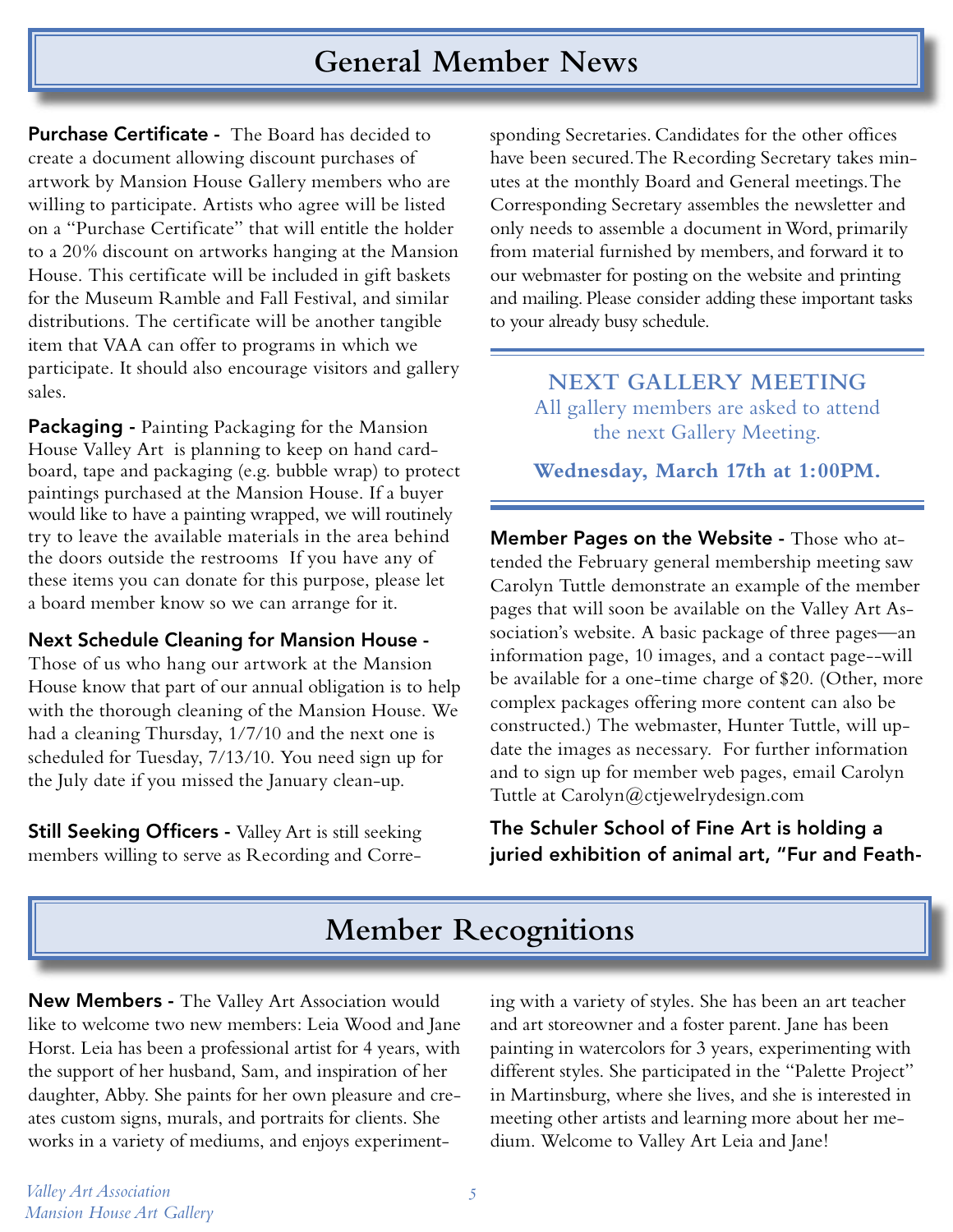# General Member News

**Purchase Certificate -** The Board has decided to create a document allowing discount purchases of artwork by Mansion House Gallery members who are willing to participate. Artists who agree will be listed on a "Purchase Certificate" that will entitle the holder to a 20% discount on artworks hanging at the Mansion House. This certificate will be included in gift baskets for the Museum Ramble and Fall Festival, and similar distributions. The certificate will be another tangible item that VAA can offer to programs in which we participate. It should also encourage visitors and gallery sales.

**Packaging -** Painting Packaging for the Mansion House Valley Art is planning to keep on hand cardboard, tape and packaging (e.g. bubble wrap) to protect paintings purchased at the Mansion House. If a buyer would like to have a painting wrapped, we will routinely try to leave the available materials in the area behind the doors outside the restrooms If you have any of these items you can donate for this purpose, please let a board member know so we can arrange for it.

**Next Schedule Cleaning for Mansion House -** Those of us who hang our artwork at the Mansion House know that part of our annual obligation is to help with the thorough cleaning of the Mansion House. We had a cleaning Thursday, 1/7/10 and the next one is scheduled for Tuesday, 7/13/10. You need sign up for the July date if you missed the January clean-up.

**Still Seeking Officers -** Valley Art is still seeking members willing to serve as Recording and Corresponding Secretaries. Candidates for the other offices have been secured. The Recording Secretary takes minutes at the monthly Board and General meetings. The Corresponding Secretary assembles the newsletter and only needs to assemble a document in Word, primarily from material furnished by members, and forward it to our webmaster for posting on the website and printing and mailing. Please consider adding these important tasks to your already busy schedule.

**NEXT GALLERY MEETING**

All gallery members are asked to attend the next Gallery Meeting.

**Wednesday, March 17th at 1:00PM.**

**Member Pages on the Website -** Those who attended the February general membership meeting saw Carolyn Tuttle demonstrate an example of the member pages that will soon be available on the Valley Art Association's website. A basic package of three pages—an information page, 10 images, and a contact page--will be available for a one-time charge of $20. (Other, more complex packages offering more content can also be constructed.) The webmaster, Hunter Tuttle, will update the images as necessary. For further information and to sign up for member web pages, email Carolyn Tuttle at Carolyn@ctjewelrydesign.com

**The Schuler School of Fine Art is holding a juried exhibition of animal art, "Fur and Feath-**

# Member Recognitions

**New Members -** The Valley Art Association would like to welcome two new members: Leia Wood and Jane Horst. Leia has been a professional artist for 4 years, with the support of her husband, Sam, and inspiration of her daughter, Abby. She paints for her own pleasure and creates custom signs, murals, and portraits for clients. She works in a variety of mediums, and enjoys experimenting with a variety of styles. She has been an art teacher and art storeowner and a foster parent. Jane has been painting in watercolors for 3 years, experimenting with different styles. She participated in the "Palette Project" in Martinsburg, where she lives, and she is interested in meeting other artists and learning more about her medium. Welcome to Valley Art Leia and Jane!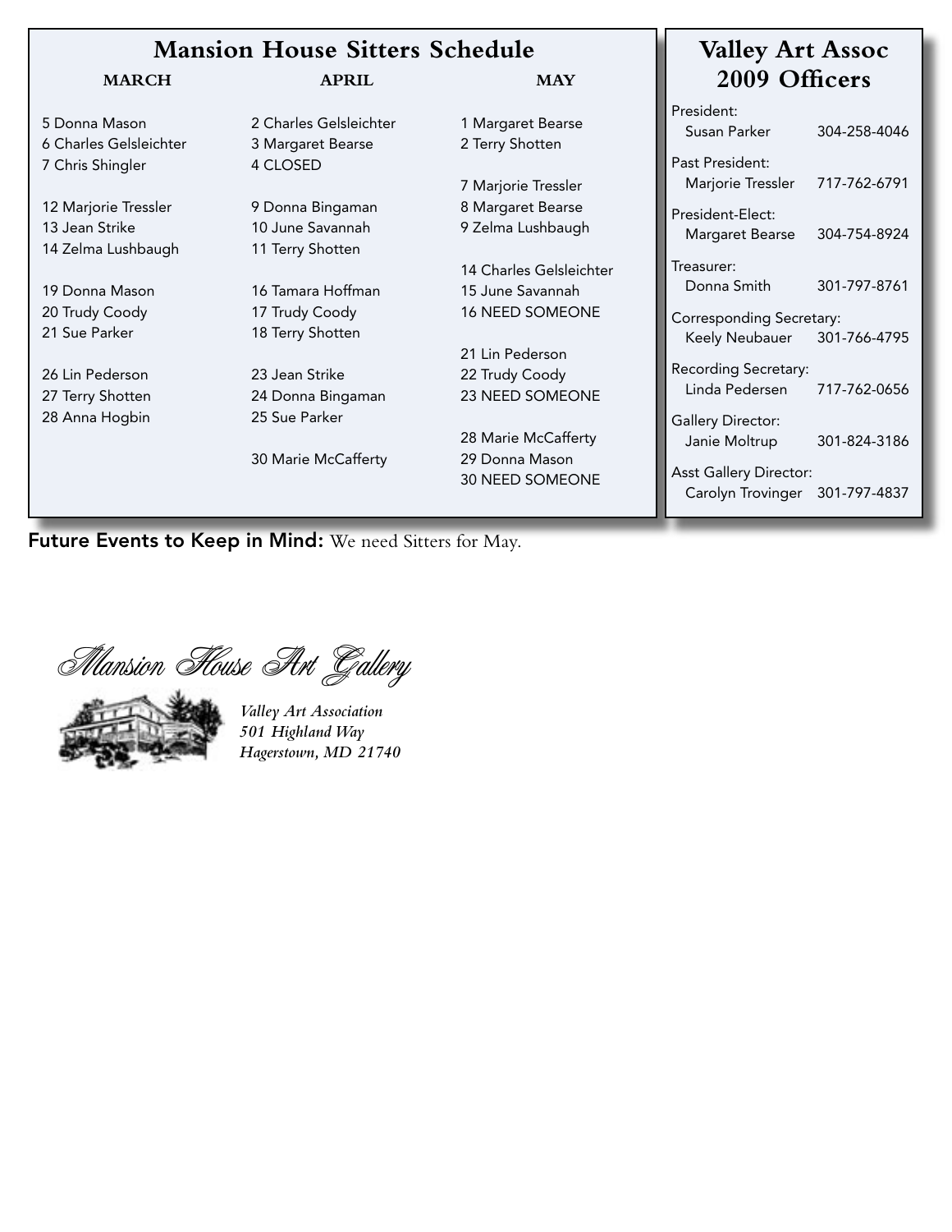## Mansion House Sitters Schedule

| MARCH | APRIL | MAY |
| --- | --- | --- |
| 5 Donna Mason | 2 Charles Gelsleichter | 1 Margaret Bearse |
| 6 Charles Gelsleichter | 3 Margaret Bearse | 2 Terry Shotten |
| 7 Chris Shingler | 4 CLOSED | |
| | | 7 Marjorie Tressler |
| 12 Marjorie Tressler | 9 Donna Bingaman | 8 Margaret Bearse |
| 13 Jean Strike | 10 June Savannah | 9 Zelma Lushbaugh |
| 14 Zelma Lushbaugh | 11 Terry Shotten | |
| | | 14 Charles Gelsleichter |
| 19 Donna Mason | 16 Tamara Hoffman | 15 June Savannah |
| 20 Trudy Coody | 17 Trudy Coody | 16 NEED SOMEONE |
| 21 Sue Parker | 18 Terry Shotten | |
| | | 21 Lin Pederson |
| 26 Lin Pederson | 23 Jean Strike | 22 Trudy Coody |
| 27 Terry Shotten | 24 Donna Bingaman | 23 NEED SOMEONE |
| 28 Anna Hogbin | 25 Sue Parker | |
| | | 28 Marie McCafferty |
| | 30 Marie McCafferty | 29 Donna Mason |
| | | 30 NEED SOMEONE |

## Valley Art Assoc 2009 Officers

President:
Susan Parker 304-258-4046

Past President:
Marjorie Tressler 717-762-6791

President-Elect:
Margaret Bearse 304-754-8924

Treasurer:
Donna Smith 301-797-8761

Corresponding Secretary:
Keely Neubauer 301-766-4795

Recording Secretary:
Linda Pedersen 717-762-0656

Gallery Director:
Janie Moltrup 301-824-3186

Asst Gallery Director:
Carolyn Trovinger 301-797-4837

**Future Events to Keep in Mind:** We need Sitters for May.

*Mansion House Art Gallery*

*Valley Art Association*
*501 Highland Way*
*Hagerstown, MD 21740*